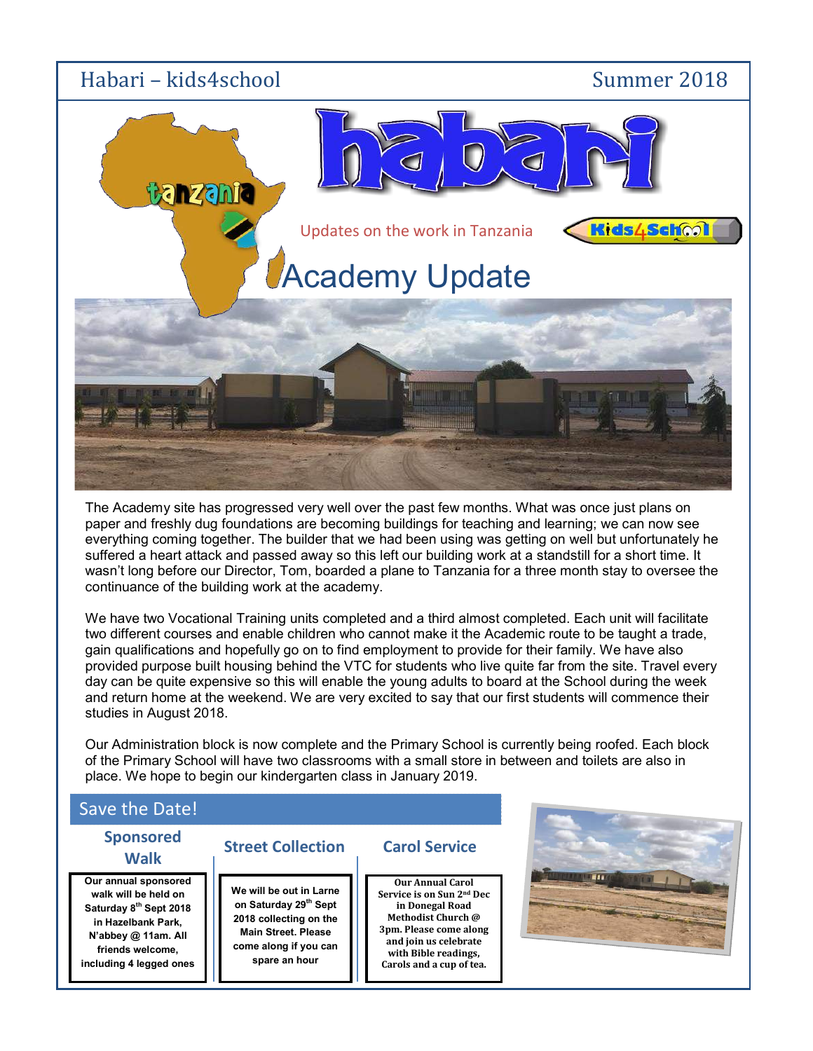Habari – kids4school Summer 2018

# habari

Updates on the work in Tanzania

## Academy Update

The Academy site has progressed very well over the past few months. What was once just plans on paper and freshly dug foundations are becoming buildings for teaching and learning; we can now see everything coming together. The builder that we had been using was getting on well but unfortunately he suffered a heart attack and passed away so this left our building work at a standstill for a short time. It wasn't long before our Director, Tom, boarded a plane to Tanzania for a three month stay to oversee the continuance of the building work at the academy.

We have two Vocational Training units completed and a third almost completed. Each unit will facilitate two different courses and enable children who cannot make it the Academic route to be taught a trade, gain qualifications and hopefully go on to find employment to provide for their family. We have also provided purpose built housing behind the VTC for students who live quite far from the site. Travel every day can be quite expensive so this will enable the young adults to board at the School during the week and return home at the weekend. We are very excited to say that our first students will commence their studies in August 2018.

Our Administration block is now complete and the Primary School is currently being roofed. Each block of the Primary School will have two classrooms with a small store in between and toilets are also in place. We hope to begin our kindergarten class in January 2019.

## Save the Date!

### Sponsored Walk

**Our annual sponsored walk will be held on Saturday 8th Sept 2018 in Hazelbank Park, N'abbey @ 11am. All friends welcome, including 4 legged ones**

### Street Collection

**We will be out in Larne on Saturday 29th Sept 2018 collecting on the Main Street. Please come along if you can spare an hour**

### Carol Service

**Our Annual Carol Service is on Sun 2nd Dec in Donegal Road Methodist Church @ 3pm. Please come along and join us celebrate with Bible readings, Carols and a cup of tea.**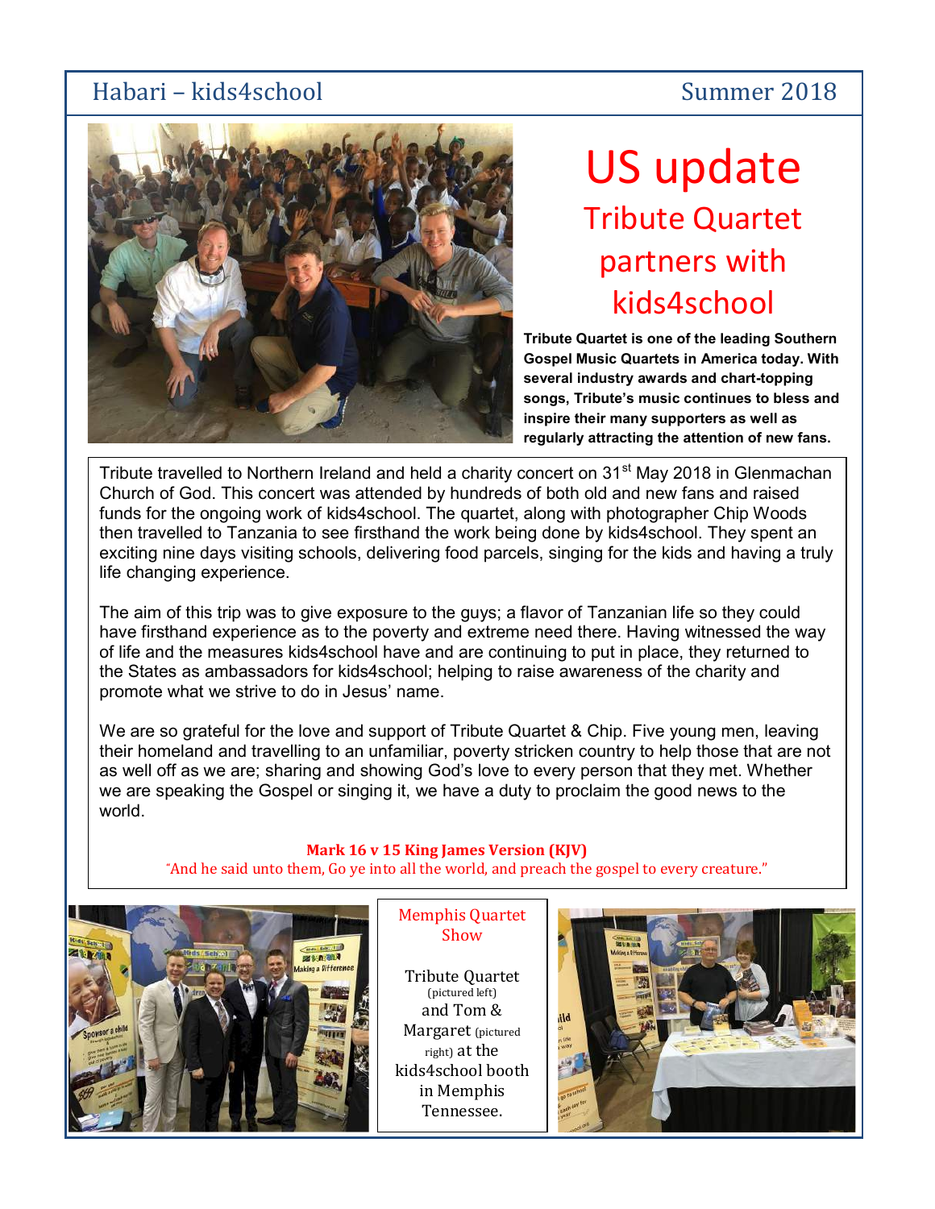# US update

## Tribute Quartet partners with kids4school

**Tribute Quartet is one of the leading Southern Gospel Music Quartets in America today. With several industry awards and chart-topping songs, Tribute's music continues to bless and inspire their many supporters as well as regularly attracting the attention of new fans.**

Tribute travelled to Northern Ireland and held a charity concert on 31st May 2018 in Glenmachan Church of God. This concert was attended by hundreds of both old and new fans and raised funds for the ongoing work of kids4school. The quartet, along with photographer Chip Woods then travelled to Tanzania to see firsthand the work being done by kids4school. They spent an exciting nine days visiting schools, delivering food parcels, singing for the kids and having a truly life changing experience.

The aim of this trip was to give exposure to the guys; a flavor of Tanzanian life so they could have firsthand experience as to the poverty and extreme need there. Having witnessed the way of life and the measures kids4school have and are continuing to put in place, they returned to the States as ambassadors for kids4school; helping to raise awareness of the charity and promote what we strive to do in Jesus' name.

We are so grateful for the love and support of Tribute Quartet & Chip. Five young men, leaving their homeland and travelling to an unfamiliar, poverty stricken country to help those that are not as well off as we are; sharing and showing God's love to every person that they met. Whether we are speaking the Gospel or singing it, we have a duty to proclaim the good news to the world.

**Mark 16 v 15 King James Version (KJV)**

"And he said unto them, Go ye into all the world, and preach the gospel to every creature."

Memphis Quartet Show

Tribute Quartet (pictured left) and Tom & Margaret (pictured right) at the kids4school booth in Memphis Tennessee.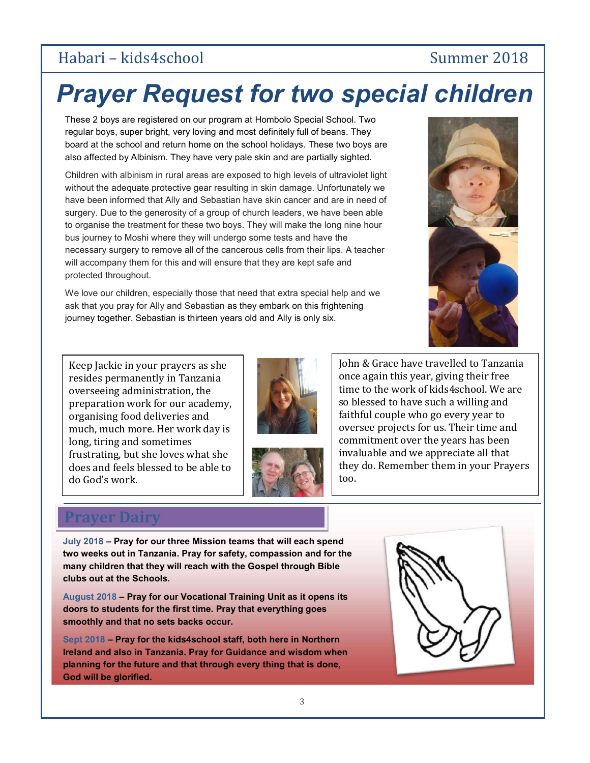# Prayer Request for two special children

These 2 boys are registered on our program at Hombolo Special School. Two regular boys, super bright, very loving and most definitely full of beans. They board at the school and return home on the school holidays. These two boys are also affected by Albinism. They have very pale skin and are partially sighted.

Children with albinism in rural areas are exposed to high levels of ultraviolet light without the adequate protective gear resulting in skin damage. Unfortunately we have been informed that Ally and Sebastian have skin cancer and are in need of surgery. Due to the generosity of a group of church leaders, we have been able to organise the treatment for these two boys. They will make the long nine hour bus journey to Moshi where they will undergo some tests and have the necessary surgery to remove all of the cancerous cells from their lips. A teacher will accompany them for this and will ensure that they are kept safe and protected throughout.

We love our children, especially those that need that extra special help and we ask that you pray for Ally and Sebastian as they embark on this frightening journey together. Sebastian is thirteen years old and Ally is only six.

Keep Jackie in your prayers as she resides permanently in Tanzania overseeing administration, the preparation work for our academy, organising food deliveries and much, much more. Her work day is long, tiring and sometimes frustrating, but she loves what she does and feels blessed to be able to do God's work.

John & Grace have travelled to Tanzania once again this year, giving their free time to the work of kids4school. We are so blessed to have such a willing and faithful couple who go every year to oversee projects for us. Their time and commitment over the years has been invaluable and we appreciate all that they do. Remember them in your Prayers too.

## Prayer Dairy

**July 2018 – Pray for our three Mission teams that will each spend two weeks out in Tanzania. Pray for safety, compassion and for the many children that they will reach with the Gospel through Bible clubs out at the Schools.**

**August 2018 – Pray for our Vocational Training Unit as it opens its doors to students for the first time. Pray that everything goes smoothly and that no sets backs occur.**

**Sept 2018 – Pray for the kids4school staff, both here in Northern Ireland and also in Tanzania. Pray for Guidance and wisdom when planning for the future and that through every thing that is done, God will be glorified.**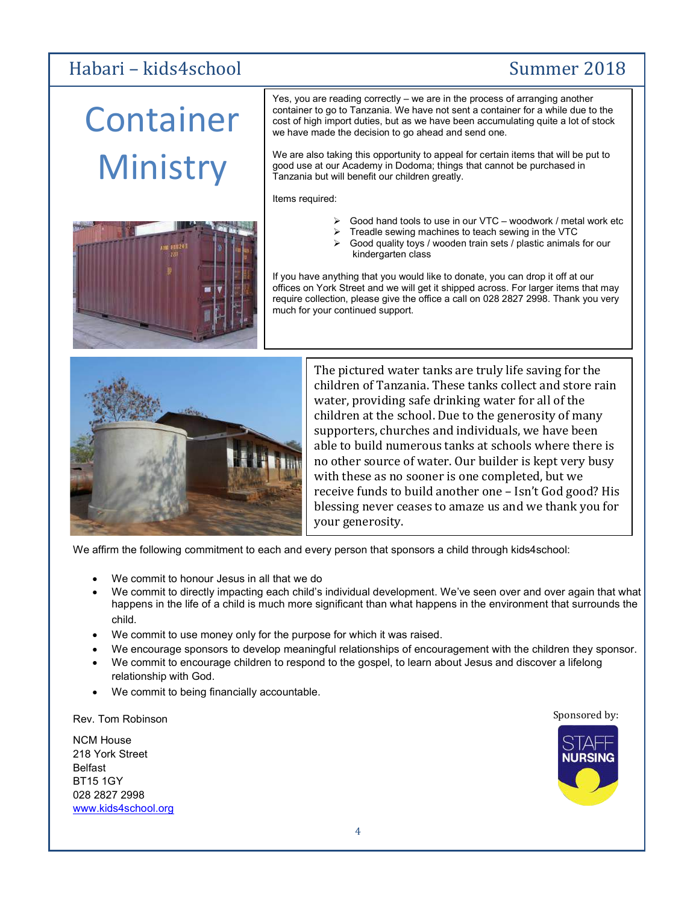# Container Ministry

Yes, you are reading correctly – we are in the process of arranging another container to go to Tanzania. We have not sent a container for a while due to the cost of high import duties, but as we have been accumulating quite a lot of stock we have made the decision to go ahead and send one.

We are also taking this opportunity to appeal for certain items that will be put to good use at our Academy in Dodoma; things that cannot be purchased in Tanzania but will benefit our children greatly.

Items required:

- Good hand tools to use in our VTC – woodwork / metal work etc
- Treadle sewing machines to teach sewing in the VTC
- Good quality toys / wooden train sets / plastic animals for our kindergarten class

If you have anything that you would like to donate, you can drop it off at our offices on York Street and we will get it shipped across. For larger items that may require collection, please give the office a call on 028 2827 2998. Thank you very much for your continued support.

The pictured water tanks are truly life saving for the children of Tanzania. These tanks collect and store rain water, providing safe drinking water for all of the children at the school. Due to the generosity of many supporters, churches and individuals, we have been able to build numerous tanks at schools where there is no other source of water. Our builder is kept very busy with these as no sooner is one completed, but we receive funds to build another one – Isn't God good? His blessing never ceases to amaze us and we thank you for your generosity.

We affirm the following commitment to each and every person that sponsors a child through kids4school:

- We commit to honour Jesus in all that we do
- We commit to directly impacting each child's individual development. We've seen over and over again that what happens in the life of a child is much more significant than what happens in the environment that surrounds the child.
- We commit to use money only for the purpose for which it was raised.
- We encourage sponsors to develop meaningful relationships of encouragement with the children they sponsor.
- We commit to encourage children to respond to the gospel, to learn about Jesus and discover a lifelong relationship with God.
- We commit to being financially accountable.

Rev. Tom Robinson

NCM House
218 York Street
Belfast
BT15 1GY
028 2827 2998
www.kids4school.org

Sponsored by:

STAFF NURSING